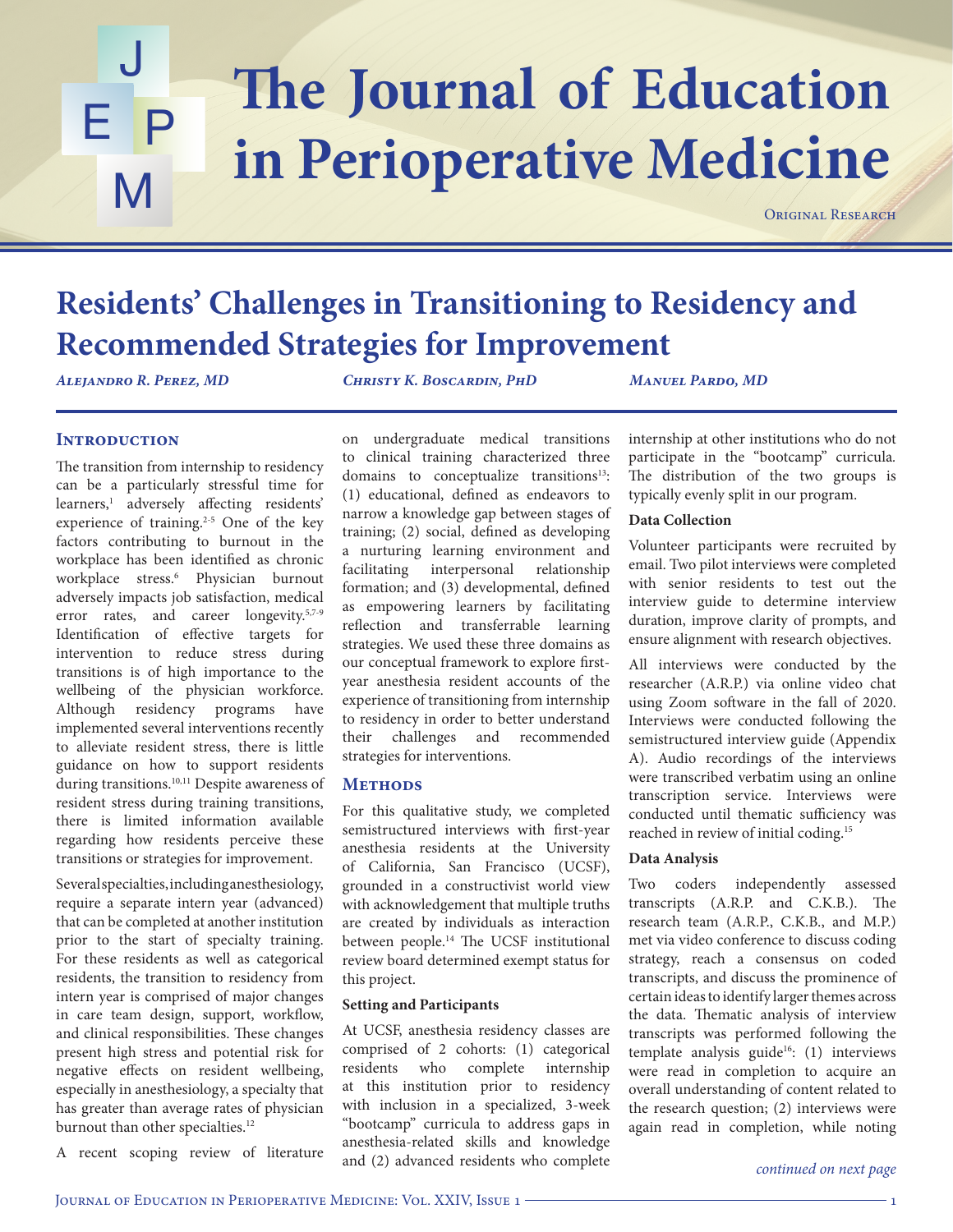# Residents' Challenges in Transitioning to Residency and Recommended Strategies for Improvement

*Alejandro R. Perez, MD* *Christy K. Boscardin, PhD* *Manuel Pardo, MD*

## Introduction

The transition from internship to residency can be a particularly stressful time for learners,[1] adversely affecting residents' experience of training.[2-5] One of the key factors contributing to burnout in the workplace has been identified as chronic workplace stress.[6] Physician burnout adversely impacts job satisfaction, medical error rates, and career longevity.[5,7-9] Identification of effective targets for intervention to reduce stress during transitions is of high importance to the wellbeing of the physician workforce. Although residency programs have implemented several interventions recently to alleviate resident stress, there is little guidance on how to support residents during transitions.[10,11] Despite awareness of resident stress during training transitions, there is limited information available regarding how residents perceive these transitions or strategies for improvement.

Several specialties, including anesthesiology, require a separate intern year (advanced) that can be completed at another institution prior to the start of specialty training. For these residents as well as categorical residents, the transition to residency from intern year is comprised of major changes in care team design, support, workflow, and clinical responsibilities. These changes present high stress and potential risk for negative effects on resident wellbeing, especially in anesthesiology, a specialty that has greater than average rates of physician burnout than other specialties.[12]

A recent scoping review of literature on undergraduate medical transitions to clinical training characterized three domains to conceptualize transitions[13]: (1) educational, defined as endeavors to narrow a knowledge gap between stages of training; (2) social, defined as developing a nurturing learning environment and facilitating interpersonal relationship formation; and (3) developmental, defined as empowering learners by facilitating reflection and transferrable learning strategies. We used these three domains as our conceptual framework to explore first-year anesthesia resident accounts of the experience of transitioning from internship to residency in order to better understand their challenges and recommended strategies for interventions.

## Methods

For this qualitative study, we completed semistructured interviews with first-year anesthesia residents at the University of California, San Francisco (UCSF), grounded in a constructivist world view with acknowledgement that multiple truths are created by individuals as interaction between people.[14] The UCSF institutional review board determined exempt status for this project.

### Setting and Participants

At UCSF, anesthesia residency classes are comprised of 2 cohorts: (1) categorical residents who complete internship at this institution prior to residency with inclusion in a specialized, 3-week "bootcamp" curricula to address gaps in anesthesia-related skills and knowledge and (2) advanced residents who complete internship at other institutions who do not participate in the "bootcamp" curricula. The distribution of the two groups is typically evenly split in our program.

### Data Collection

Volunteer participants were recruited by email. Two pilot interviews were completed with senior residents to test out the interview guide to determine interview duration, improve clarity of prompts, and ensure alignment with research objectives.

All interviews were conducted by the researcher (A.R.P.) via online video chat using Zoom software in the fall of 2020. Interviews were conducted following the semistructured interview guide (Appendix A). Audio recordings of the interviews were transcribed verbatim using an online transcription service. Interviews were conducted until thematic sufficiency was reached in review of initial coding.[15]

### Data Analysis

Two coders independently assessed transcripts (A.R.P. and C.K.B.). The research team (A.R.P., C.K.B., and M.P.) met via video conference to discuss coding strategy, reach a consensus on coded transcripts, and discuss the prominence of certain ideas to identify larger themes across the data. Thematic analysis of interview transcripts was performed following the template analysis guide[16]: (1) interviews were read in completion to acquire an overall understanding of content related to the research question; (2) interviews were again read in completion, while noting

*continued on next page*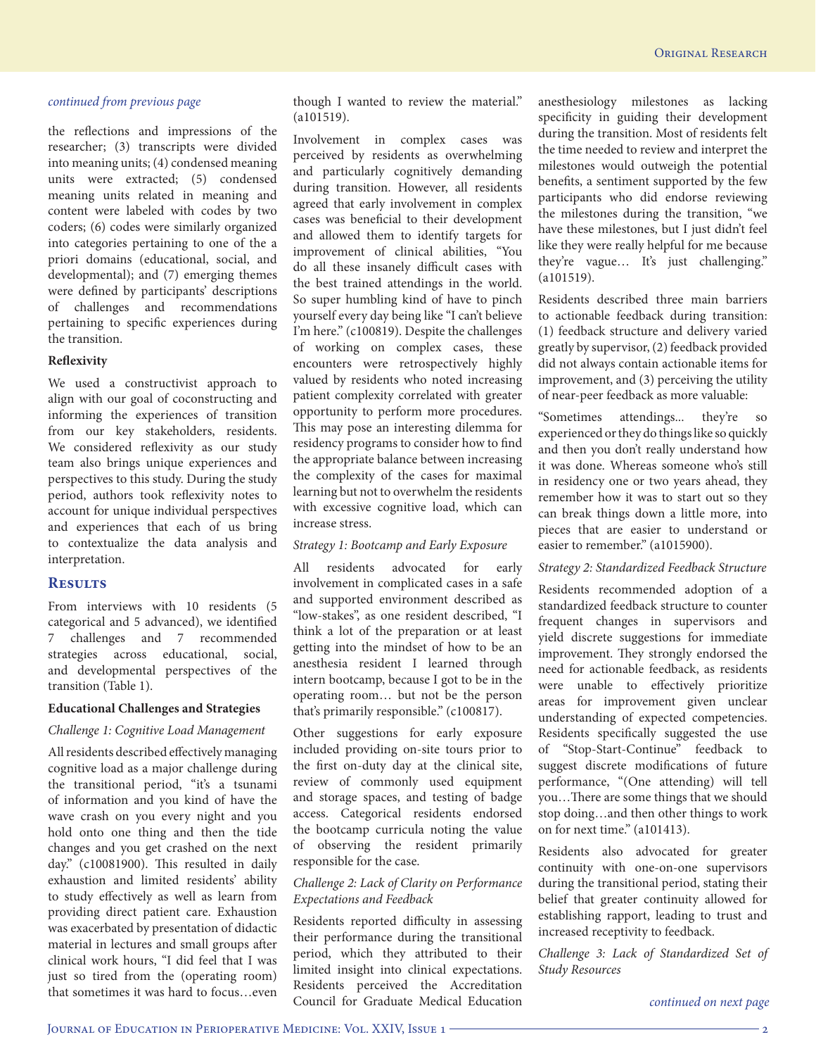*continued from previous page*

the reflections and impressions of the researcher; (3) transcripts were divided into meaning units; (4) condensed meaning units were extracted; (5) condensed meaning units related in meaning and content were labeled with codes by two coders; (6) codes were similarly organized into categories pertaining to one of the a priori domains (educational, social, and developmental); and (7) emerging themes were defined by participants' descriptions of challenges and recommendations pertaining to specific experiences during the transition.

### Reflexivity

We used a constructivist approach to align with our goal of coconstructing and informing the experiences of transition from our key stakeholders, residents. We considered reflexivity as our study team also brings unique experiences and perspectives to this study. During the study period, authors took reflexivity notes to account for unique individual perspectives and experiences that each of us bring to contextualize the data analysis and interpretation.

## Results

From interviews with 10 residents (5 categorical and 5 advanced), we identified 7 challenges and 7 recommended strategies across educational, social, and developmental perspectives of the transition (Table 1).

### Educational Challenges and Strategies

*Challenge 1: Cognitive Load Management*

All residents described effectively managing cognitive load as a major challenge during the transitional period, "it's a tsunami of information and you kind of have the wave crash on you every night and you hold onto one thing and then the tide changes and you get crashed on the next day." (c10081900). This resulted in daily exhaustion and limited residents' ability to study effectively as well as learn from providing direct patient care. Exhaustion was exacerbated by presentation of didactic material in lectures and small groups after clinical work hours, "I did feel that I was just so tired from the (operating room) that sometimes it was hard to focus…even though I wanted to review the material." (a101519).

Involvement in complex cases was perceived by residents as overwhelming and particularly cognitively demanding during transition. However, all residents agreed that early involvement in complex cases was beneficial to their development and allowed them to identify targets for improvement of clinical abilities, "You do all these insanely difficult cases with the best trained attendings in the world. So super humbling kind of have to pinch yourself every day being like "I can't believe I'm here." (c100819). Despite the challenges of working on complex cases, these encounters were retrospectively highly valued by residents who noted increasing patient complexity correlated with greater opportunity to perform more procedures. This may pose an interesting dilemma for residency programs to consider how to find the appropriate balance between increasing the complexity of the cases for maximal learning but not to overwhelm the residents with excessive cognitive load, which can increase stress.

*Strategy 1: Bootcamp and Early Exposure*

All residents advocated for early involvement in complicated cases in a safe and supported environment described as "low-stakes", as one resident described, "I think a lot of the preparation or at least getting into the mindset of how to be an anesthesia resident I learned through intern bootcamp, because I got to be in the operating room… but not be the person that's primarily responsible." (c100817).

Other suggestions for early exposure included providing on-site tours prior to the first on-duty day at the clinical site, review of commonly used equipment and storage spaces, and testing of badge access. Categorical residents endorsed the bootcamp curricula noting the value of observing the resident primarily responsible for the case.

*Challenge 2: Lack of Clarity on Performance Expectations and Feedback*

Residents reported difficulty in assessing their performance during the transitional period, which they attributed to their limited insight into clinical expectations. Residents perceived the Accreditation Council for Graduate Medical Education anesthesiology milestones as lacking specificity in guiding their development during the transition. Most of residents felt the time needed to review and interpret the milestones would outweigh the potential benefits, a sentiment supported by the few participants who did endorse reviewing the milestones during the transition, "we have these milestones, but I just didn't feel like they were really helpful for me because they're vague… It's just challenging." (a101519).

Residents described three main barriers to actionable feedback during transition: (1) feedback structure and delivery varied greatly by supervisor, (2) feedback provided did not always contain actionable items for improvement, and (3) perceiving the utility of near-peer feedback as more valuable:

"Sometimes attendings... they're so experienced or they do things like so quickly and then you don't really understand how it was done. Whereas someone who's still in residency one or two years ahead, they remember how it was to start out so they can break things down a little more, into pieces that are easier to understand or easier to remember." (a1015900).

*Strategy 2: Standardized Feedback Structure*

Residents recommended adoption of a standardized feedback structure to counter frequent changes in supervisors and yield discrete suggestions for immediate improvement. They strongly endorsed the need for actionable feedback, as residents were unable to effectively prioritize areas for improvement given unclear understanding of expected competencies. Residents specifically suggested the use of "Stop-Start-Continue" feedback to suggest discrete modifications of future performance, "(One attending) will tell you…There are some things that we should stop doing…and then other things to work on for next time." (a101413).

Residents also advocated for greater continuity with one-on-one supervisors during the transitional period, stating their belief that greater continuity allowed for establishing rapport, leading to trust and increased receptivity to feedback.

*Challenge 3: Lack of Standardized Set of Study Resources*

*continued on next page*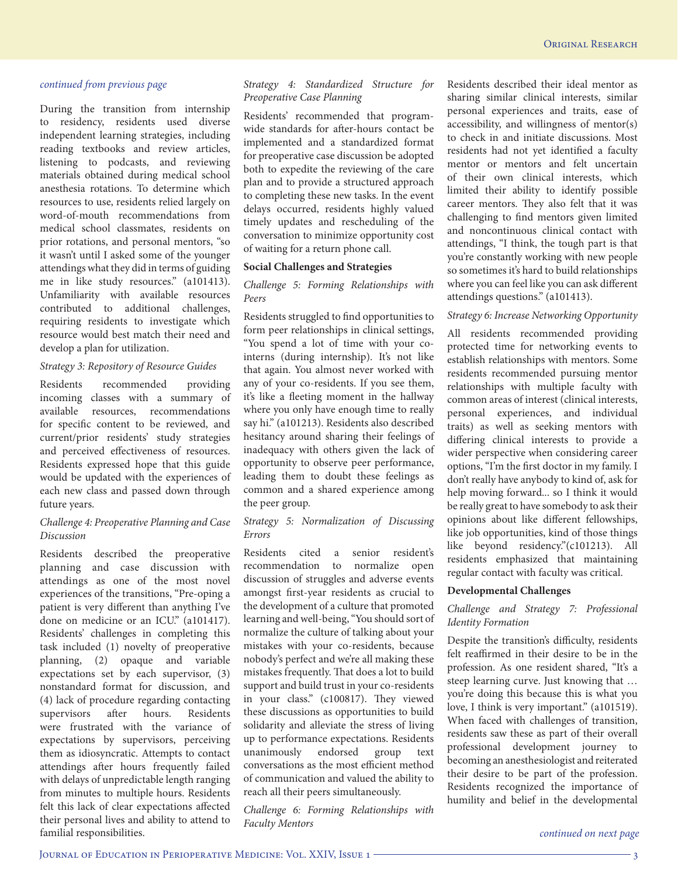*continued from previous page*

During the transition from internship to residency, residents used diverse independent learning strategies, including reading textbooks and review articles, listening to podcasts, and reviewing materials obtained during medical school anesthesia rotations. To determine which resources to use, residents relied largely on word-of-mouth recommendations from medical school classmates, residents on prior rotations, and personal mentors, "so it wasn't until I asked some of the younger attendings what they did in terms of guiding me in like study resources." (a101413). Unfamiliarity with available resources contributed to additional challenges, requiring residents to investigate which resource would best match their need and develop a plan for utilization.

*Strategy 3: Repository of Resource Guides*

Residents recommended providing incoming classes with a summary of available resources, recommendations for specific content to be reviewed, and current/prior residents' study strategies and perceived effectiveness of resources. Residents expressed hope that this guide would be updated with the experiences of each new class and passed down through future years.

*Challenge 4: Preoperative Planning and Case Discussion*

Residents described the preoperative planning and case discussion with attendings as one of the most novel experiences of the transitions, "Pre-oping a patient is very different than anything I've done on medicine or an ICU." (a101417). Residents' challenges in completing this task included (1) novelty of preoperative planning, (2) opaque and variable expectations set by each supervisor, (3) nonstandard format for discussion, and (4) lack of procedure regarding contacting supervisors after hours. Residents were frustrated with the variance of expectations by supervisors, perceiving them as idiosyncratic. Attempts to contact attendings after hours frequently failed with delays of unpredictable length ranging from minutes to multiple hours. Residents felt this lack of clear expectations affected their personal lives and ability to attend to familial responsibilities.

*Strategy 4: Standardized Structure for Preoperative Case Planning*

Residents' recommended that program-wide standards for after-hours contact be implemented and a standardized format for preoperative case discussion be adopted both to expedite the reviewing of the care plan and to provide a structured approach to completing these new tasks. In the event delays occurred, residents highly valued timely updates and rescheduling of the conversation to minimize opportunity cost of waiting for a return phone call.

**Social Challenges and Strategies**

*Challenge 5: Forming Relationships with Peers*

Residents struggled to find opportunities to form peer relationships in clinical settings, "You spend a lot of time with your co-interns (during internship). It's not like that again. You almost never worked with any of your co-residents. If you see them, it's like a fleeting moment in the hallway where you only have enough time to really say hi." (a101213). Residents also described hesitancy around sharing their feelings of inadequacy with others given the lack of opportunity to observe peer performance, leading them to doubt these feelings as common and a shared experience among the peer group.

*Strategy 5: Normalization of Discussing Errors*

Residents cited a senior resident's recommendation to normalize open discussion of struggles and adverse events amongst first-year residents as crucial to the development of a culture that promoted learning and well-being, "You should sort of normalize the culture of talking about your mistakes with your co-residents, because nobody's perfect and we're all making these mistakes frequently. That does a lot to build support and build trust in your co-residents in your class." (c100817). They viewed these discussions as opportunities to build solidarity and alleviate the stress of living up to performance expectations. Residents unanimously endorsed group text conversations as the most efficient method of communication and valued the ability to reach all their peers simultaneously.

*Challenge 6: Forming Relationships with Faculty Mentors*

Residents described their ideal mentor as sharing similar clinical interests, similar personal experiences and traits, ease of accessibility, and willingness of mentor(s) to check in and initiate discussions. Most residents had not yet identified a faculty mentor or mentors and felt uncertain of their own clinical interests, which limited their ability to identify possible career mentors. They also felt that it was challenging to find mentors given limited and noncontinuous clinical contact with attendings, "I think, the tough part is that you're constantly working with new people so sometimes it's hard to build relationships where you can feel like you can ask different attendings questions." (a101413).

*Strategy 6: Increase Networking Opportunity*

All residents recommended providing protected time for networking events to establish relationships with mentors. Some residents recommended pursuing mentor relationships with multiple faculty with common areas of interest (clinical interests, personal experiences, and individual traits) as well as seeking mentors with differing clinical interests to provide a wider perspective when considering career options, "I'm the first doctor in my family. I don't really have anybody to kind of, ask for help moving forward... so I think it would be really great to have somebody to ask their opinions about like different fellowships, like job opportunities, kind of those things like beyond residency."(c101213). All residents emphasized that maintaining regular contact with faculty was critical.

**Developmental Challenges**

*Challenge and Strategy 7: Professional Identity Formation*

Despite the transition's difficulty, residents felt reaffirmed in their desire to be in the profession. As one resident shared, "It's a steep learning curve. Just knowing that … you're doing this because this is what you love, I think is very important." (a101519). When faced with challenges of transition, residents saw these as part of their overall professional development journey to becoming an anesthesiologist and reiterated their desire to be part of the profession. Residents recognized the importance of humility and belief in the developmental

*continued on next page*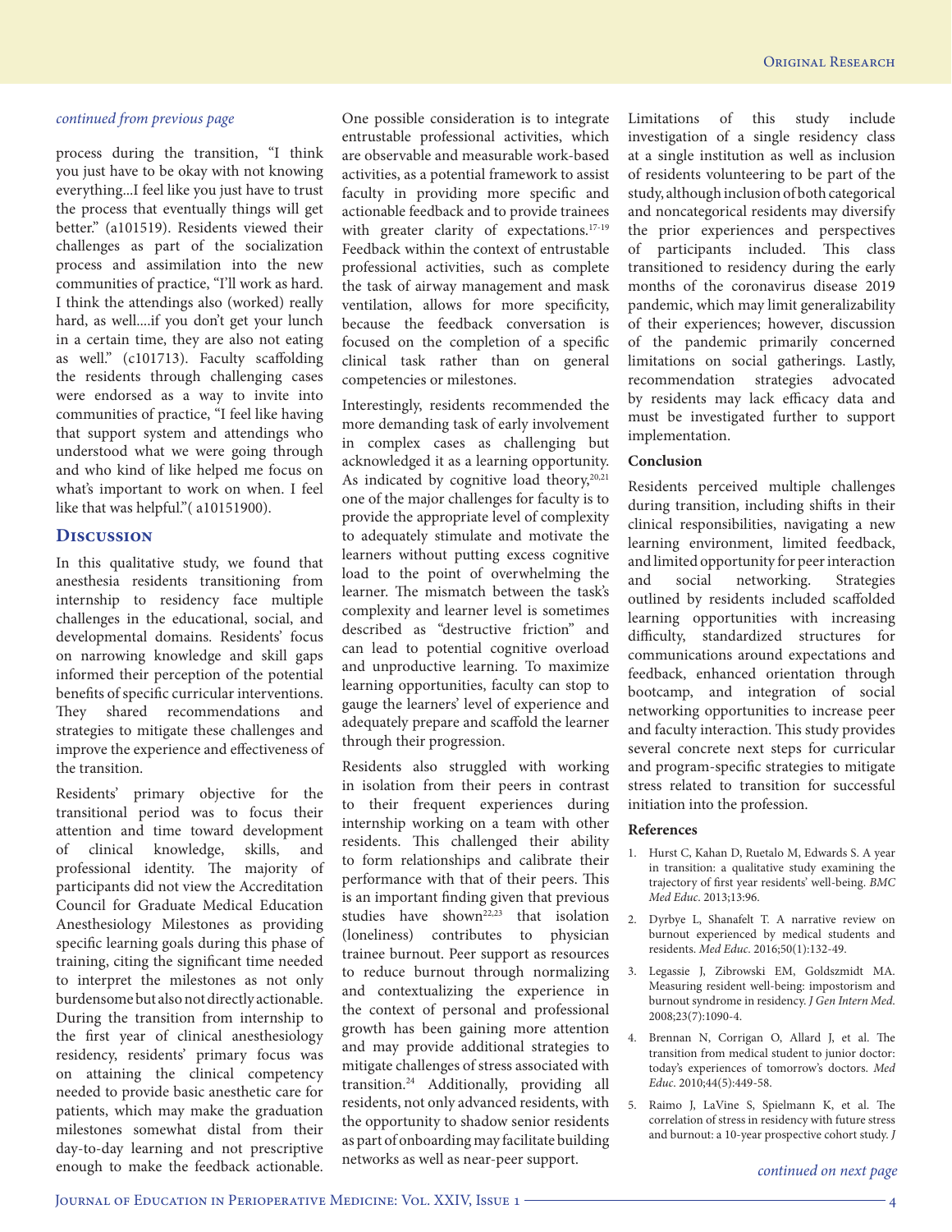*continued from previous page*

process during the transition, "I think you just have to be okay with not knowing everything...I feel like you just have to trust the process that eventually things will get better." (a101519). Residents viewed their challenges as part of the socialization process and assimilation into the new communities of practice, "I'll work as hard. I think the attendings also (worked) really hard, as well....if you don't get your lunch in a certain time, they are also not eating as well." (c101713). Faculty scaffolding the residents through challenging cases were endorsed as a way to invite into communities of practice, "I feel like having that support system and attendings who understood what we were going through and who kind of like helped me focus on what's important to work on. I feel like that was helpful."( a10151900).

## Discussion

In this qualitative study, we found that anesthesia residents transitioning from internship to residency face multiple challenges in the educational, social, and developmental domains. Residents' focus on narrowing knowledge and skill gaps informed their perception of the potential benefits of specific curricular interventions. They shared recommendations and strategies to mitigate these challenges and improve the experience and effectiveness of the transition.

Residents' primary objective for the transitional period was to focus their attention and time toward development of clinical knowledge, skills, and professional identity. The majority of participants did not view the Accreditation Council for Graduate Medical Education Anesthesiology Milestones as providing specific learning goals during this phase of training, citing the significant time needed to interpret the milestones as not only burdensome but also not directly actionable. During the transition from internship to the first year of clinical anesthesiology residency, residents' primary focus was on attaining the clinical competency needed to provide basic anesthetic care for patients, which may make the graduation milestones somewhat distal from their day-to-day learning and not prescriptive enough to make the feedback actionable. One possible consideration is to integrate entrustable professional activities, which are observable and measurable work-based activities, as a potential framework to assist faculty in providing more specific and actionable feedback and to provide trainees with greater clarity of expectations.[17-19] Feedback within the context of entrustable professional activities, such as complete the task of airway management and mask ventilation, allows for more specificity, because the feedback conversation is focused on the completion of a specific clinical task rather than on general competencies or milestones.

Interestingly, residents recommended the more demanding task of early involvement in complex cases as challenging but acknowledged it as a learning opportunity. As indicated by cognitive load theory,[20,21] one of the major challenges for faculty is to provide the appropriate level of complexity to adequately stimulate and motivate the learners without putting excess cognitive load to the point of overwhelming the learner. The mismatch between the task's complexity and learner level is sometimes described as "destructive friction" and can lead to potential cognitive overload and unproductive learning. To maximize learning opportunities, faculty can stop to gauge the learners' level of experience and adequately prepare and scaffold the learner through their progression.

Residents also struggled with working in isolation from their peers in contrast to their frequent experiences during internship working on a team with other residents. This challenged their ability to form relationships and calibrate their performance with that of their peers. This is an important finding given that previous studies have shown[22,23] that isolation (loneliness) contributes to physician trainee burnout. Peer support as resources to reduce burnout through normalizing and contextualizing the experience in the context of personal and professional growth has been gaining more attention and may provide additional strategies to mitigate challenges of stress associated with transition.[24] Additionally, providing all residents, not only advanced residents, with the opportunity to shadow senior residents as part of onboarding may facilitate building networks as well as near-peer support.

Limitations of this study include investigation of a single residency class at a single institution as well as inclusion of residents volunteering to be part of the study, although inclusion of both categorical and noncategorical residents may diversify the prior experiences and perspectives of participants included. This class transitioned to residency during the early months of the coronavirus disease 2019 pandemic, which may limit generalizability of their experiences; however, discussion of the pandemic primarily concerned limitations on social gatherings. Lastly, recommendation strategies advocated by residents may lack efficacy data and must be investigated further to support implementation.

### Conclusion

Residents perceived multiple challenges during transition, including shifts in their clinical responsibilities, navigating a new learning environment, limited feedback, and limited opportunity for peer interaction and social networking. Strategies outlined by residents included scaffolded learning opportunities with increasing difficulty, standardized structures for communications around expectations and feedback, enhanced orientation through bootcamp, and integration of social networking opportunities to increase peer and faculty interaction. This study provides several concrete next steps for curricular and program-specific strategies to mitigate stress related to transition for successful initiation into the profession.

### References

1. Hurst C, Kahan D, Ruetalo M, Edwards S. A year in transition: a qualitative study examining the trajectory of first year residents' well-being. *BMC Med Educ*. 2013;13:96.
2. Dyrbye L, Shanafelt T. A narrative review on burnout experienced by medical students and residents. *Med Educ*. 2016;50(1):132-49.
3. Legassie J, Zibrowski EM, Goldszmidt MA. Measuring resident well-being: impostorism and burnout syndrome in residency. *J Gen Intern Med*. 2008;23(7):1090-4.
4. Brennan N, Corrigan O, Allard J, et al. The transition from medical student to junior doctor: today's experiences of tomorrow's doctors. *Med Educ*. 2010;44(5):449-58.
5. Raimo J, LaVine S, Spielmann K, et al. The correlation of stress in residency with future stress and burnout: a 10-year prospective cohort study. *J*

*continued on next page*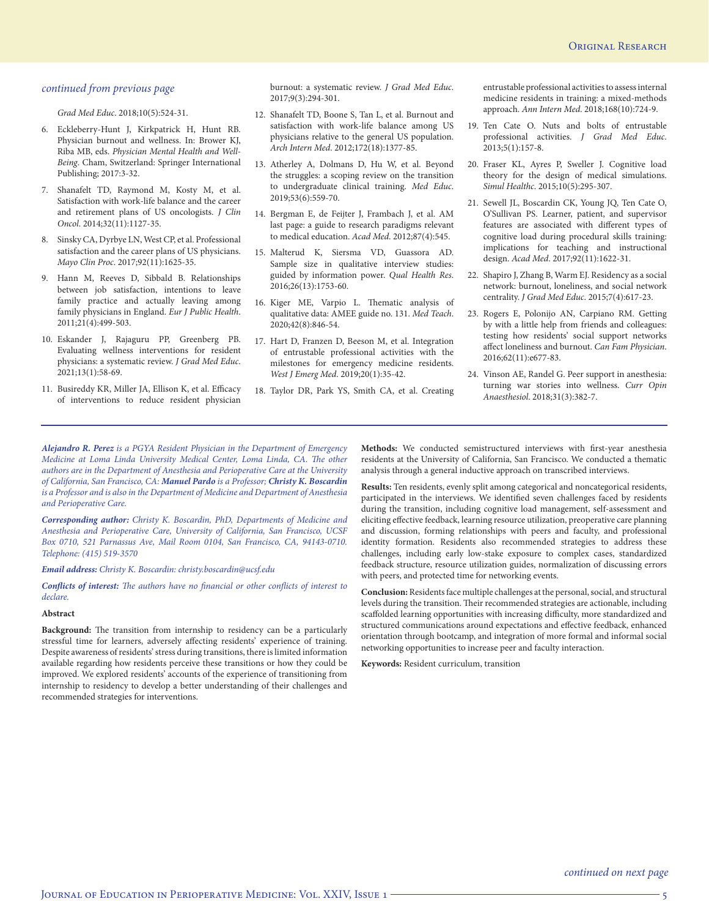*continued from previous page*

Grad Med Educ. 2018;10(5):524-31.

6. Eckleberry-Hunt J, Kirkpatrick H, Hunt RB. Physician burnout and wellness. In: Brower KJ, Riba MB, eds. *Physician Mental Health and Well-Being*. Cham, Switzerland: Springer International Publishing; 2017:3-32.
7. Shanafelt TD, Raymond M, Kosty M, et al. Satisfaction with work-life balance and the career and retirement plans of US oncologists. *J Clin Oncol*. 2014;32(11):1127-35.
8. Sinsky CA, Dyrbye LN, West CP, et al. Professional satisfaction and the career plans of US physicians. *Mayo Clin Proc*. 2017;92(11):1625-35.
9. Hann M, Reeves D, Sibbald B. Relationships between job satisfaction, intentions to leave family practice and actually leaving among family physicians in England. *Eur J Public Health*. 2011;21(4):499-503.
10. Eskander J, Rajaguru PP, Greenberg PB. Evaluating wellness interventions for resident physicians: a systematic review. *J Grad Med Educ*. 2021;13(1):58-69.
11. Busireddy KR, Miller JA, Ellison K, et al. Efficacy of interventions to reduce resident physician burnout: a systematic review. *J Grad Med Educ*. 2017;9(3):294-301.
12. Shanafelt TD, Boone S, Tan L, et al. Burnout and satisfaction with work-life balance among US physicians relative to the general US population. *Arch Intern Med*. 2012;172(18):1377-85.
13. Atherley A, Dolmans D, Hu W, et al. Beyond the struggles: a scoping review on the transition to undergraduate clinical training. *Med Educ*. 2019;53(6):559-70.
14. Bergman E, de Feijter J, Frambach J, et al. AM last page: a guide to research paradigms relevant to medical education. *Acad Med*. 2012;87(4):545.
15. Malterud K, Siersma VD, Guassora AD. Sample size in qualitative interview studies: guided by information power. *Qual Health Res*. 2016;26(13):1753-60.
16. Kiger ME, Varpio L. Thematic analysis of qualitative data: AMEE guide no. 131. *Med Teach*. 2020;42(8):846-54.
17. Hart D, Franzen D, Beeson M, et al. Integration of entrustable professional activities with the milestones for emergency medicine residents. *West J Emerg Med*. 2019;20(1):35-42.
18. Taylor DR, Park YS, Smith CA, et al. Creating entrustable professional activities to assess internal medicine residents in training: a mixed-methods approach. *Ann Intern Med*. 2018;168(10):724-9.
19. Ten Cate O. Nuts and bolts of entrustable professional activities. *J Grad Med Educ*. 2013;5(1):157-8.
20. Fraser KL, Ayres P, Sweller J. Cognitive load theory for the design of medical simulations. *Simul Healthc*. 2015;10(5):295-307.
21. Sewell JL, Boscardin CK, Young JQ, Ten Cate O, O'Sullivan PS. Learner, patient, and supervisor features are associated with different types of cognitive load during procedural skills training: implications for teaching and instructional design. *Acad Med*. 2017;92(11):1622-31.
22. Shapiro J, Zhang B, Warm EJ. Residency as a social network: burnout, loneliness, and social network centrality. *J Grad Med Educ*. 2015;7(4):617-23.
23. Rogers E, Polonijo AN, Carpiano RM. Getting by with a little help from friends and colleagues: testing how residents' social support networks affect loneliness and burnout. *Can Fam Physician*. 2016;62(11):e677-83.
24. Vinson AE, Randel G. Peer support in anesthesia: turning war stories into wellness. *Curr Opin Anaesthesiol*. 2018;31(3):382-7.

---

***Alejandro R. Perez*** *is a PGYA Resident Physician in the Department of Emergency Medicine at Loma Linda University Medical Center, Loma Linda, CA. The other authors are in the Department of Anesthesia and Perioperative Care at the University of California, San Francisco, CA:* ***Manuel Pardo*** *is a Professor;* ***Christy K. Boscardin*** *is a Professor and is also in the Department of Medicine and Department of Anesthesia and Perioperative Care.*

***Corresponding author:*** *Christy K. Boscardin, PhD, Departments of Medicine and Anesthesia and Perioperative Care, University of California, San Francisco, UCSF Box 0710, 521 Parnassus Ave, Mail Room 0104, San Francisco, CA, 94143-0710. Telephone: (415) 519-3570*

***Email address:*** *Christy K. Boscardin: christy.boscardin@ucsf.edu*

***Conflicts of interest:*** *The authors have no financial or other conflicts of interest to declare.*

**Abstract**

**Background:** The transition from internship to residency can be a particularly stressful time for learners, adversely affecting residents' experience of training. Despite awareness of residents' stress during transitions, there is limited information available regarding how residents perceive these transitions or how they could be improved. We explored residents' accounts of the experience of transitioning from internship to residency to develop a better understanding of their challenges and recommended strategies for interventions.

**Methods:** We conducted semistructured interviews with first-year anesthesia residents at the University of California, San Francisco. We conducted a thematic analysis through a general inductive approach on transcribed interviews.

**Results:** Ten residents, evenly split among categorical and noncategorical residents, participated in the interviews. We identified seven challenges faced by residents during the transition, including cognitive load management, self-assessment and eliciting effective feedback, learning resource utilization, preoperative care planning and discussion, forming relationships with peers and faculty, and professional identity formation. Residents also recommended strategies to address these challenges, including early low-stake exposure to complex cases, standardized feedback structure, resource utilization guides, normalization of discussing errors with peers, and protected time for networking events.

**Conclusion:** Residents face multiple challenges at the personal, social, and structural levels during the transition. Their recommended strategies are actionable, including scaffolded learning opportunities with increasing difficulty, more standardized and structured communications around expectations and effective feedback, enhanced orientation through bootcamp, and integration of more formal and informal social networking opportunities to increase peer and faculty interaction.

**Keywords:** Resident curriculum, transition

*continued on next page*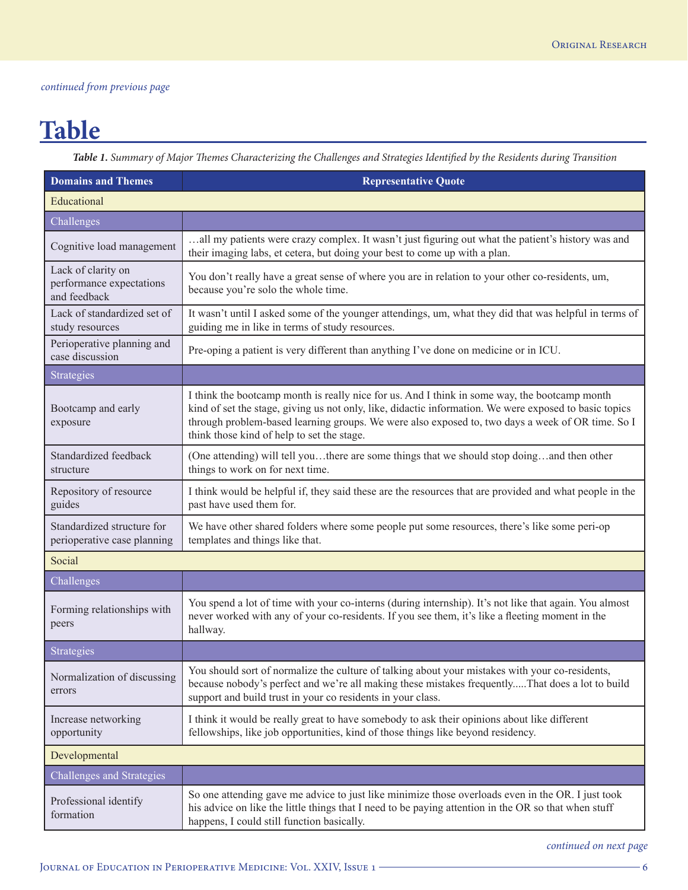*continued from previous page*

# Table

***Table 1.** Summary of Major Themes Characterizing the Challenges and Strategies Identified by the Residents during Transition*

| Domains and Themes | Representative Quote |
|---|---|
| Educational | |
| Challenges | |
| Cognitive load management | …all my patients were crazy complex. It wasn't just figuring out what the patient's history was and their imaging labs, et cetera, but doing your best to come up with a plan. |
| Lack of clarity on performance expectations and feedback | You don't really have a great sense of where you are in relation to your other co-residents, um, because you're solo the whole time. |
| Lack of standardized set of study resources | It wasn't until I asked some of the younger attendings, um, what they did that was helpful in terms of guiding me in like in terms of study resources. |
| Perioperative planning and case discussion | Pre-oping a patient is very different than anything I've done on medicine or in ICU. |
| Strategies | |
| Bootcamp and early exposure | I think the bootcamp month is really nice for us. And I think in some way, the bootcamp month kind of set the stage, giving us not only, like, didactic information. We were exposed to basic topics through problem-based learning groups. We were also exposed to, two days a week of OR time. So I think those kind of help to set the stage. |
| Standardized feedback structure | (One attending) will tell you…there are some things that we should stop doing…and then other things to work on for next time. |
| Repository of resource guides | I think would be helpful if, they said these are the resources that are provided and what people in the past have used them for. |
| Standardized structure for perioperative case planning | We have other shared folders where some people put some resources, there's like some peri-op templates and things like that. |
| Social | |
| Challenges | |
| Forming relationships with peers | You spend a lot of time with your co-interns (during internship). It's not like that again. You almost never worked with any of your co-residents. If you see them, it's like a fleeting moment in the hallway. |
| Strategies | |
| Normalization of discussing errors | You should sort of normalize the culture of talking about your mistakes with your co-residents, because nobody's perfect and we're all making these mistakes frequently.....That does a lot to build support and build trust in your co residents in your class. |
| Increase networking opportunity | I think it would be really great to have somebody to ask their opinions about like different fellowships, like job opportunities, kind of those things like beyond residency. |
| Developmental | |
| Challenges and Strategies | |
| Professional identify formation | So one attending gave me advice to just like minimize those overloads even in the OR. I just took his advice on like the little things that I need to be paying attention in the OR so that when stuff happens, I could still function basically. |

*continued on next page*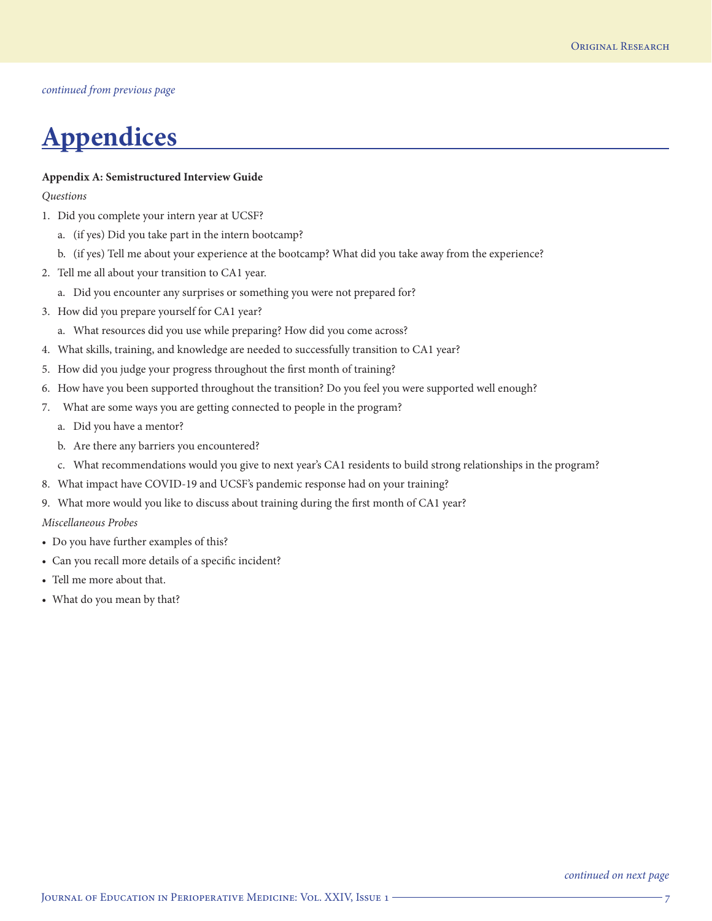*continued from previous page*

# Appendices

**Appendix A: Semistructured Interview Guide**

*Questions*

1. Did you complete your intern year at UCSF?
   a. (if yes) Did you take part in the intern bootcamp?
   b. (if yes) Tell me about your experience at the bootcamp? What did you take away from the experience?
2. Tell me all about your transition to CA1 year.
   a. Did you encounter any surprises or something you were not prepared for?
3. How did you prepare yourself for CA1 year?
   a. What resources did you use while preparing? How did you come across?
4. What skills, training, and knowledge are needed to successfully transition to CA1 year?
5. How did you judge your progress throughout the first month of training?
6. How have you been supported throughout the transition? Do you feel you were supported well enough?
7. What are some ways you are getting connected to people in the program?
   a. Did you have a mentor?
   b. Are there any barriers you encountered?
   c. What recommendations would you give to next year's CA1 residents to build strong relationships in the program?
8. What impact have COVID-19 and UCSF's pandemic response had on your training?
9. What more would you like to discuss about training during the first month of CA1 year?

*Miscellaneous Probes*

- Do you have further examples of this?
- Can you recall more details of a specific incident?
- Tell me more about that.
- What do you mean by that?

*continued on next page*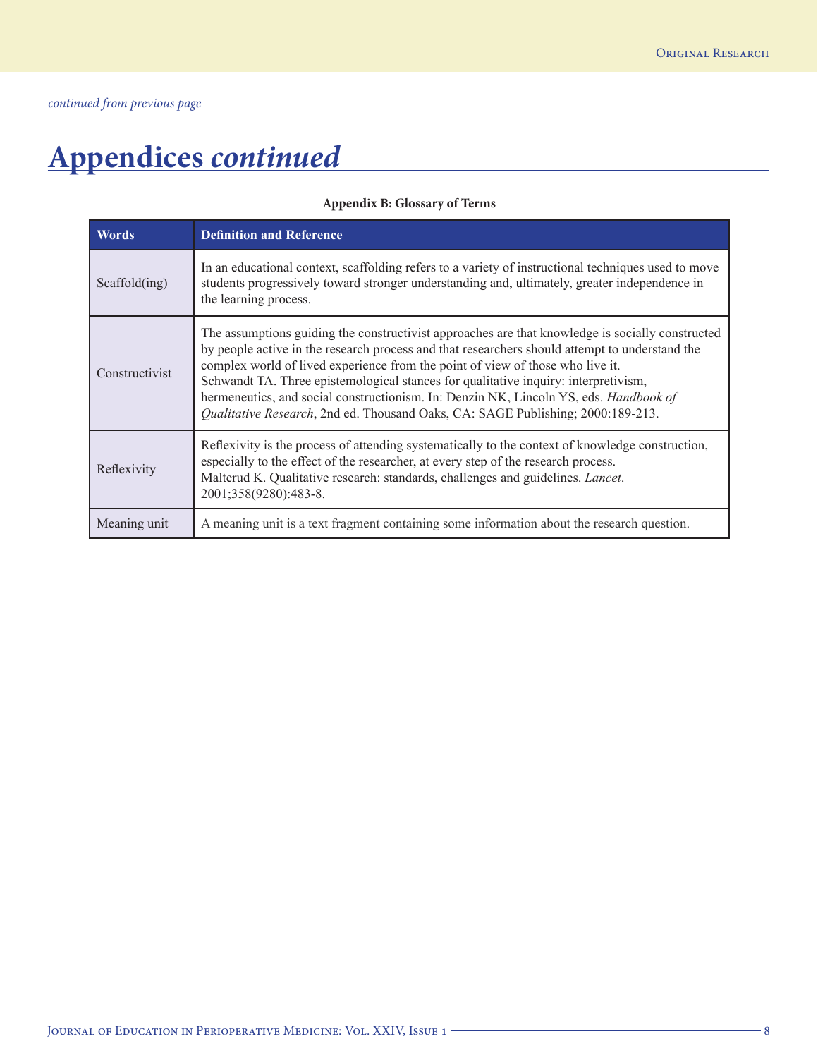*continued from previous page*

# Appendices *continued*

**Appendix B: Glossary of Terms**

| Words | Definition and Reference |
|---|---|
| Scaffold(ing) | In an educational context, scaffolding refers to a variety of instructional techniques used to move students progressively toward stronger understanding and, ultimately, greater independence in the learning process. |
| Constructivist | The assumptions guiding the constructivist approaches are that knowledge is socially constructed by people active in the research process and that researchers should attempt to understand the complex world of lived experience from the point of view of those who live it.<br>Schwandt TA. Three epistemological stances for qualitative inquiry: interpretivism, hermeneutics, and social constructionism. In: Denzin NK, Lincoln YS, eds. *Handbook of Qualitative Research*, 2nd ed. Thousand Oaks, CA: SAGE Publishing; 2000:189-213. |
| Reflexivity | Reflexivity is the process of attending systematically to the context of knowledge construction, especially to the effect of the researcher, at every step of the research process.<br>Malterud K. Qualitative research: standards, challenges and guidelines. *Lancet*. 2001;358(9280):483-8. |
| Meaning unit | A meaning unit is a text fragment containing some information about the research question. |